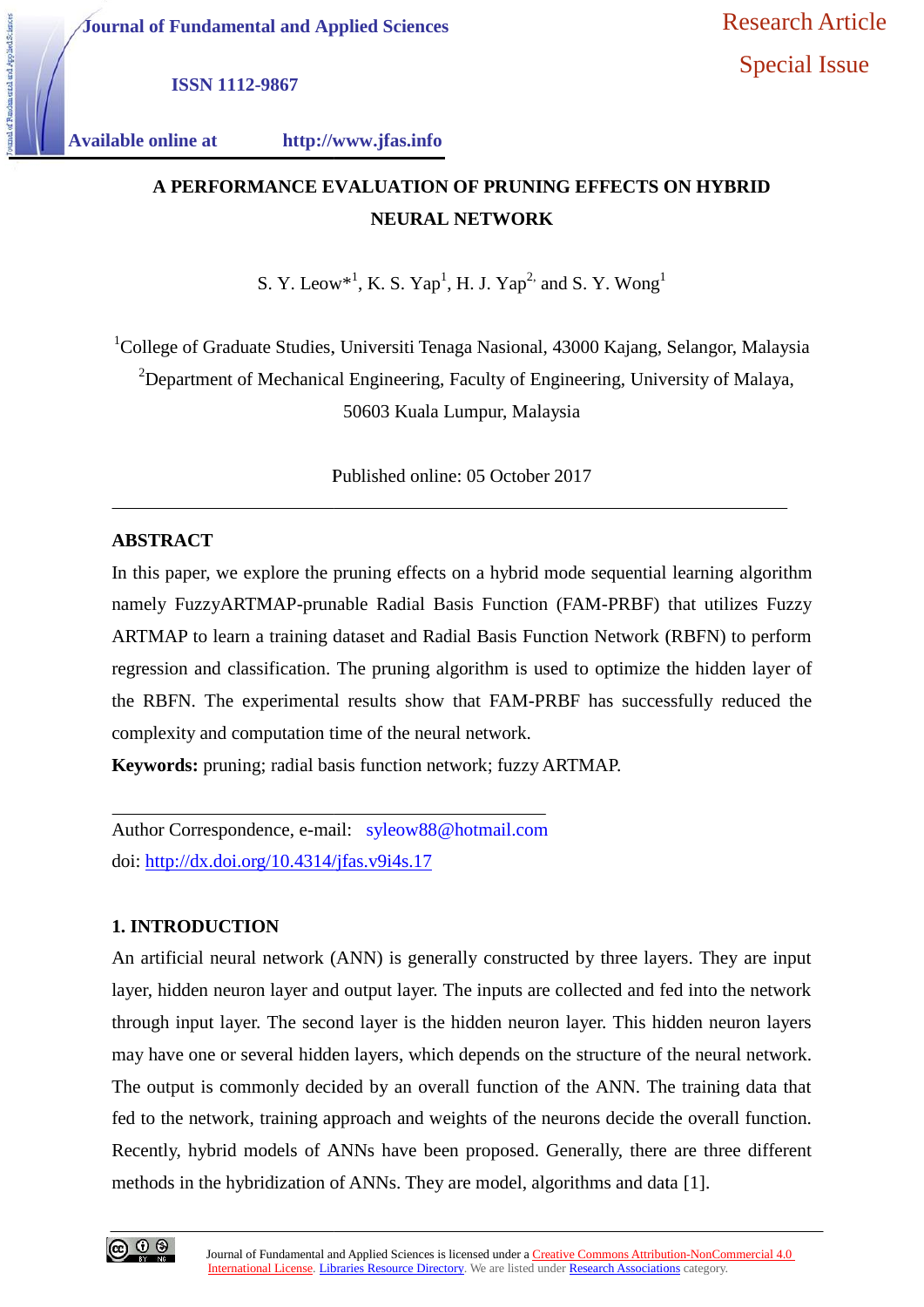Journal of Fundamental and Applied Sciences

ISSN 1112-9867

Available online at http://www.jfas.info

Research Article

Special Issue

# A PERFORMANCE EVALUATION OF PRUNING EFFECTS ON HYBRID NEURAL NETWORK

S. Y. Leow*[1], K. S. Yap[1], H. J. Yap[2,] and S. Y. Wong[1]

[1]College of Graduate Studies, Universiti Tenaga Nasional, 43000 Kajang, Selangor, Malaysia

[2]Department of Mechanical Engineering, Faculty of Engineering, University of Malaya, 50603 Kuala Lumpur, Malaysia

Published online: 05 October 2017

## ABSTRACT

In this paper, we explore the pruning effects on a hybrid mode sequential learning algorithm namely FuzzyARTMAP-prunable Radial Basis Function (FAM-PRBF) that utilizes Fuzzy ARTMAP to learn a training dataset and Radial Basis Function Network (RBFN) to perform regression and classification. The pruning algorithm is used to optimize the hidden layer of the RBFN. The experimental results show that FAM-PRBF has successfully reduced the complexity and computation time of the neural network.

**Keywords:** pruning; radial basis function network; fuzzy ARTMAP.

Author Correspondence, e-mail: syleow88@hotmail.com

doi: http://dx.doi.org/10.4314/jfas.v9i4s.17

## 1. INTRODUCTION

An artificial neural network (ANN) is generally constructed by three layers. They are input layer, hidden neuron layer and output layer. The inputs are collected and fed into the network through input layer. The second layer is the hidden neuron layer. This hidden neuron layers may have one or several hidden layers, which depends on the structure of the neural network. The output is commonly decided by an overall function of the ANN. The training data that fed to the network, training approach and weights of the neurons decide the overall function. Recently, hybrid models of ANNs have been proposed. Generally, there are three different methods in the hybridization of ANNs. They are model, algorithms and data [1].

Journal of Fundamental and Applied Sciences is licensed under a Creative Commons Attribution-NonCommercial 4.0 International License. Libraries Resource Directory. We are listed under Research Associations category.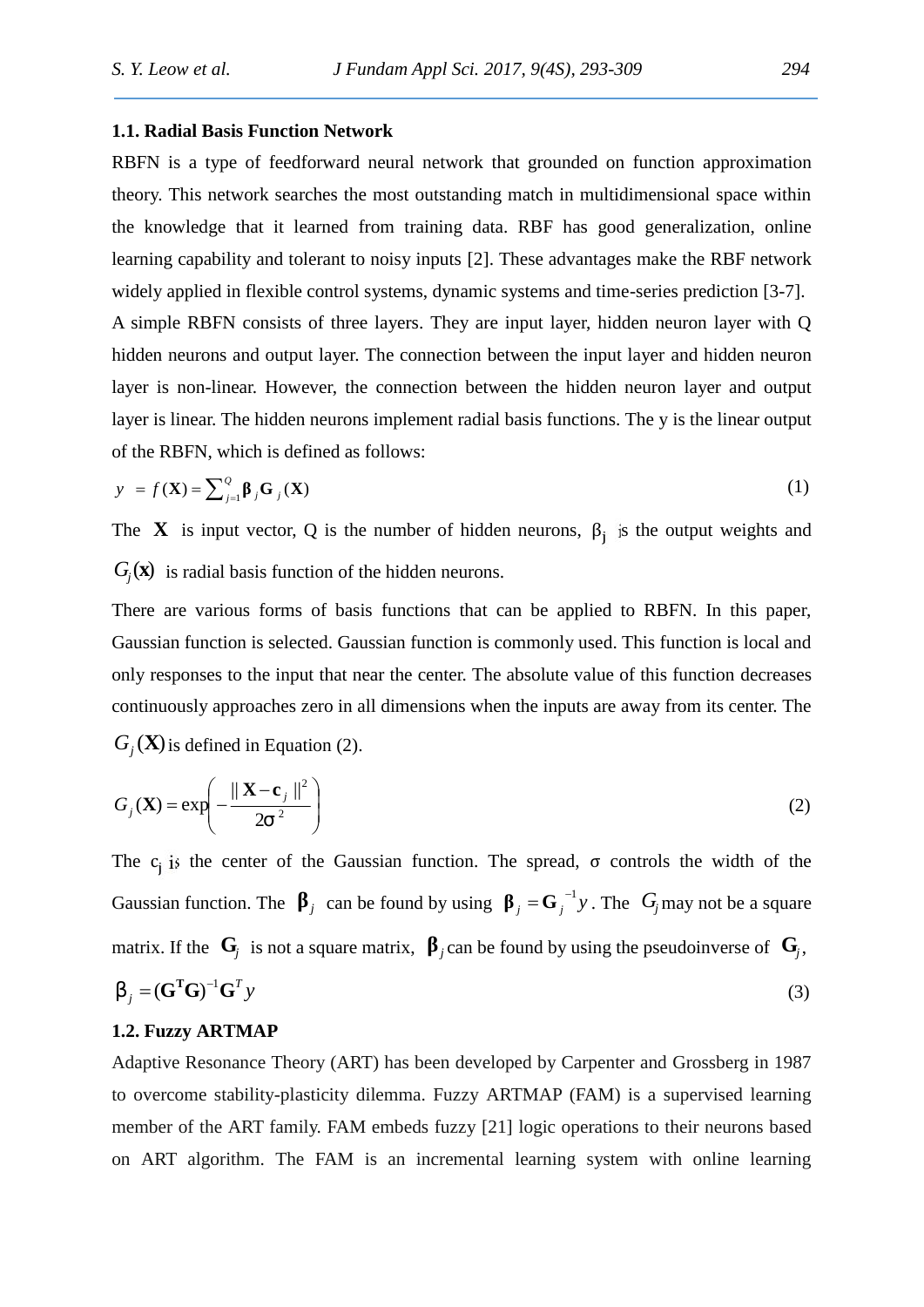### 1.1. Radial Basis Function Network

RBFN is a type of feedforward neural network that grounded on function approximation theory. This network searches the most outstanding match in multidimensional space within the knowledge that it learned from training data. RBF has good generalization, online learning capability and tolerant to noisy inputs [2]. These advantages make the RBF network widely applied in flexible control systems, dynamic systems and time-series prediction [3-7].

A simple RBFN consists of three layers. They are input layer, hidden neuron layer with Q hidden neurons and output layer. The connection between the input layer and hidden neuron layer is non-linear. However, the connection between the hidden neuron layer and output layer is linear. The hidden neurons implement radial basis functions. The y is the linear output of the RBFN, which is defined as follows:

$$y = f(\mathbf{X}) = \sum_{j=1}^{Q} \boldsymbol{\beta}_j \mathbf{G}_j(\mathbf{X}) \tag{1}$$

The $\mathbf{X}$ is input vector, Q is the number of hidden neurons, $\beta_j$ is the output weights and $G_j(\mathbf{x})$ is radial basis function of the hidden neurons.

There are various forms of basis functions that can be applied to RBFN. In this paper, Gaussian function is selected. Gaussian function is commonly used. This function is local and only responses to the input that near the center. The absolute value of this function decreases continuously approaches zero in all dimensions when the inputs are away from its center. The $G_j(\mathbf{X})$ is defined in Equation (2).

$$G_j(\mathbf{X}) = \exp\left( -\frac{\| \mathbf{X} - \mathbf{c}_j \|^2}{2\sigma^2} \right) \tag{2}$$

The $c_j$ is the center of the Gaussian function. The spread, $\sigma$ controls the width of the Gaussian function. The $\boldsymbol{\beta}_j$ can be found by using $\boldsymbol{\beta}_j = \mathbf{G}_j^{-1} y$. The $G_j$ may not be a square matrix. If the $\mathbf{G}_j$ is not a square matrix, $\boldsymbol{\beta}_j$ can be found by using the pseudoinverse of $\mathbf{G}_j$,

$$\beta_j = (\mathbf{G}^{\mathbf{T}}\mathbf{G})^{-1}\mathbf{G}^T y \tag{3}$$

### 1.2. Fuzzy ARTMAP

Adaptive Resonance Theory (ART) has been developed by Carpenter and Grossberg in 1987 to overcome stability-plasticity dilemma. Fuzzy ARTMAP (FAM) is a supervised learning member of the ART family. FAM embeds fuzzy [21] logic operations to their neurons based on ART algorithm. The FAM is an incremental learning system with online learning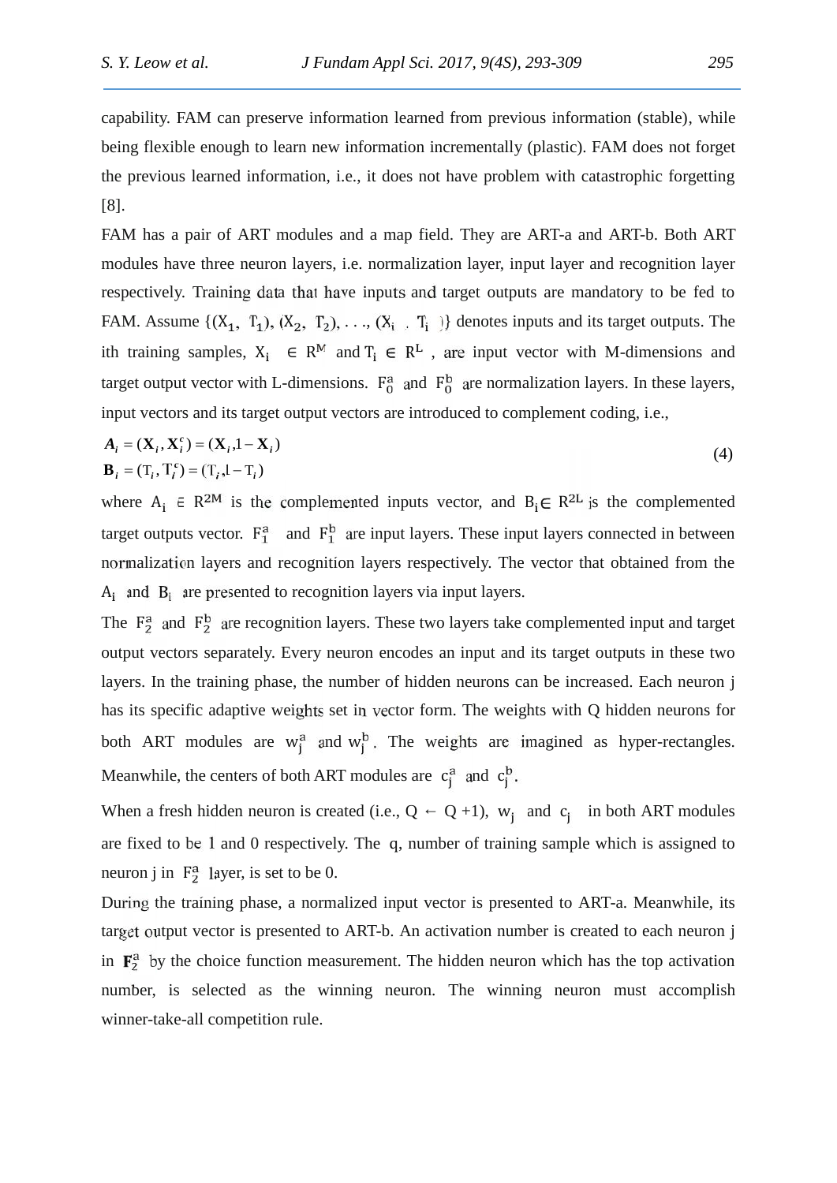capability. FAM can preserve information learned from previous information (stable), while being flexible enough to learn new information incrementally (plastic). FAM does not forget the previous learned information, i.e., it does not have problem with catastrophic forgetting [8].

FAM has a pair of ART modules and a map field. They are ART-a and ART-b. Both ART modules have three neuron layers, i.e. normalization layer, input layer and recognition layer respectively. Training data that have inputs and target outputs are mandatory to be fed to FAM. Assume $\{(X_1, T_1), (X_2, T_2), \ldots, (X_i, T_i)\}$ denotes inputs and its target outputs. The ith training samples, $X_i \in R^M$ and $T_i \in R^L$, are input vector with M-dimensions and target output vector with L-dimensions. $F_0^a$ and $F_0^b$ are normalization layers. In these layers, input vectors and its target output vectors are introduced to complement coding, i.e.,

$$\begin{aligned} \mathbf{A}_i &= (\mathbf{X}_i, \mathbf{X}_i^c) = (\mathbf{X}_i, 1 - \mathbf{X}_i) \\ \mathbf{B}_i &= (\mathrm{T}_i, \mathrm{T}_i^c) = (\mathrm{T}_i, 1 - \mathrm{T}_i) \end{aligned} \tag{4}$$

where $A_i \in R^{2M}$ is the complemented inputs vector, and $B_i \in R^{2L}$ is the complemented target outputs vector. $F_1^a$ and $F_1^b$ are input layers. These input layers connected in between normalization layers and recognition layers respectively. The vector that obtained from the $A_i$ and $B_i$ are presented to recognition layers via input layers.

The $F_2^a$ and $F_2^b$ are recognition layers. These two layers take complemented input and target output vectors separately. Every neuron encodes an input and its target outputs in these two layers. In the training phase, the number of hidden neurons can be increased. Each neuron j has its specific adaptive weights set in vector form. The weights with Q hidden neurons for both ART modules are $w_j^a$ and $w_j^b$. The weights are imagined as hyper-rectangles. Meanwhile, the centers of both ART modules are $c_j^a$ and $c_j^b$.

When a fresh hidden neuron is created (i.e., $Q \leftarrow Q + 1$), $w_j$ and $c_j$ in both ART modules are fixed to be 1 and 0 respectively. The q, number of training sample which is assigned to neuron j in $F_2^a$ layer, is set to be 0.

During the training phase, a normalized input vector is presented to ART-a. Meanwhile, its target output vector is presented to ART-b. An activation number is created to each neuron j in $\mathbf{F}_2^a$ by the choice function measurement. The hidden neuron which has the top activation number, is selected as the winning neuron. The winning neuron must accomplish winner-take-all competition rule.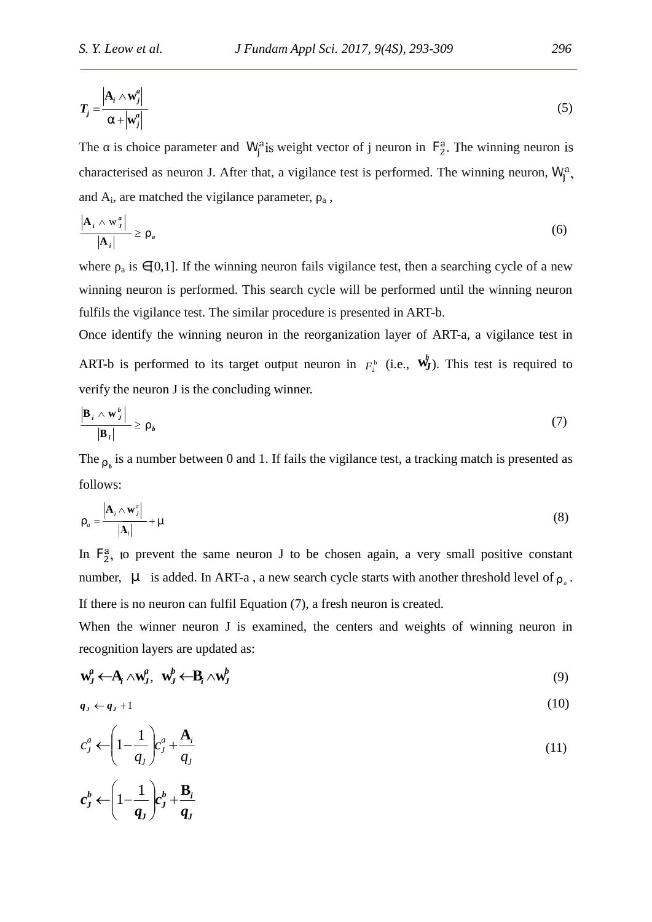$$T_j = \frac{\left|\mathbf{A}_i \wedge \mathbf{w}_j^a\right|}{\alpha + \left|\mathbf{w}_j^a\right|} \tag{5}$$

The α is choice parameter and $W_j^a$ is weight vector of j neuron in $F_2^a$. The winning neuron is characterised as neuron J. After that, a vigilance test is performed. The winning neuron, $W_J^a$, and $A_i$, are matched the vigilance parameter, $\rho_a$ ,

$$\frac{\left|\mathbf{A}_i \wedge \mathrm{w}_J^a\right|}{\left|\mathbf{A}_i\right|} \geq \rho_a \tag{6}$$

where $\rho_a$ is $\in[0,1]$. If the winning neuron fails vigilance test, then a searching cycle of a new winning neuron is performed. This search cycle will be performed until the winning neuron fulfils the vigilance test. The similar procedure is presented in ART-b.

Once identify the winning neuron in the reorganization layer of ART-a, a vigilance test in ART-b is performed to its target output neuron in $F_2^b$ (i.e., $\mathbf{w}_J^b$). This test is required to verify the neuron J is the concluding winner.

$$\frac{\left|\mathbf{B}_i \wedge \mathbf{w}_J^b\right|}{\left|\mathbf{B}_i\right|} \geq \rho_b \tag{7}$$

The $\rho_b$ is a number between 0 and 1. If fails the vigilance test, a tracking match is presented as follows:

$$\rho_a = \frac{\left|\mathbf{A}_i \wedge \mathbf{w}_J^a\right|}{\left|\mathbf{A}_i\right|} + \mu \tag{8}$$

In $F_2^a$, to prevent the same neuron J to be chosen again, a very small positive constant number, $\mu$ is added. In ART-a , a new search cycle starts with another threshold level of $\rho_a$ . If there is no neuron can fulfil Equation (7), a fresh neuron is created.

When the winner neuron J is examined, the centers and weights of winning neuron in recognition layers are updated as:

$$\mathbf{w}_J^a \leftarrow \mathbf{A}_i \wedge \mathbf{w}_J^a,\ \ \mathbf{w}_J^b \leftarrow \mathbf{B}_i \wedge \mathbf{w}_J^b \tag{9}$$

$$q_J \leftarrow q_J + 1 \tag{10}$$

$$c_J^a \leftarrow \left(1 - \frac{1}{q_J}\right) c_J^a + \frac{\mathbf{A}_i}{q_J} \tag{11}$$

$$\boldsymbol{c}_J^b \leftarrow \left(1 - \frac{1}{\boldsymbol{q}_J}\right) \boldsymbol{c}_J^b + \frac{\mathbf{B}_i}{\boldsymbol{q}_J}$$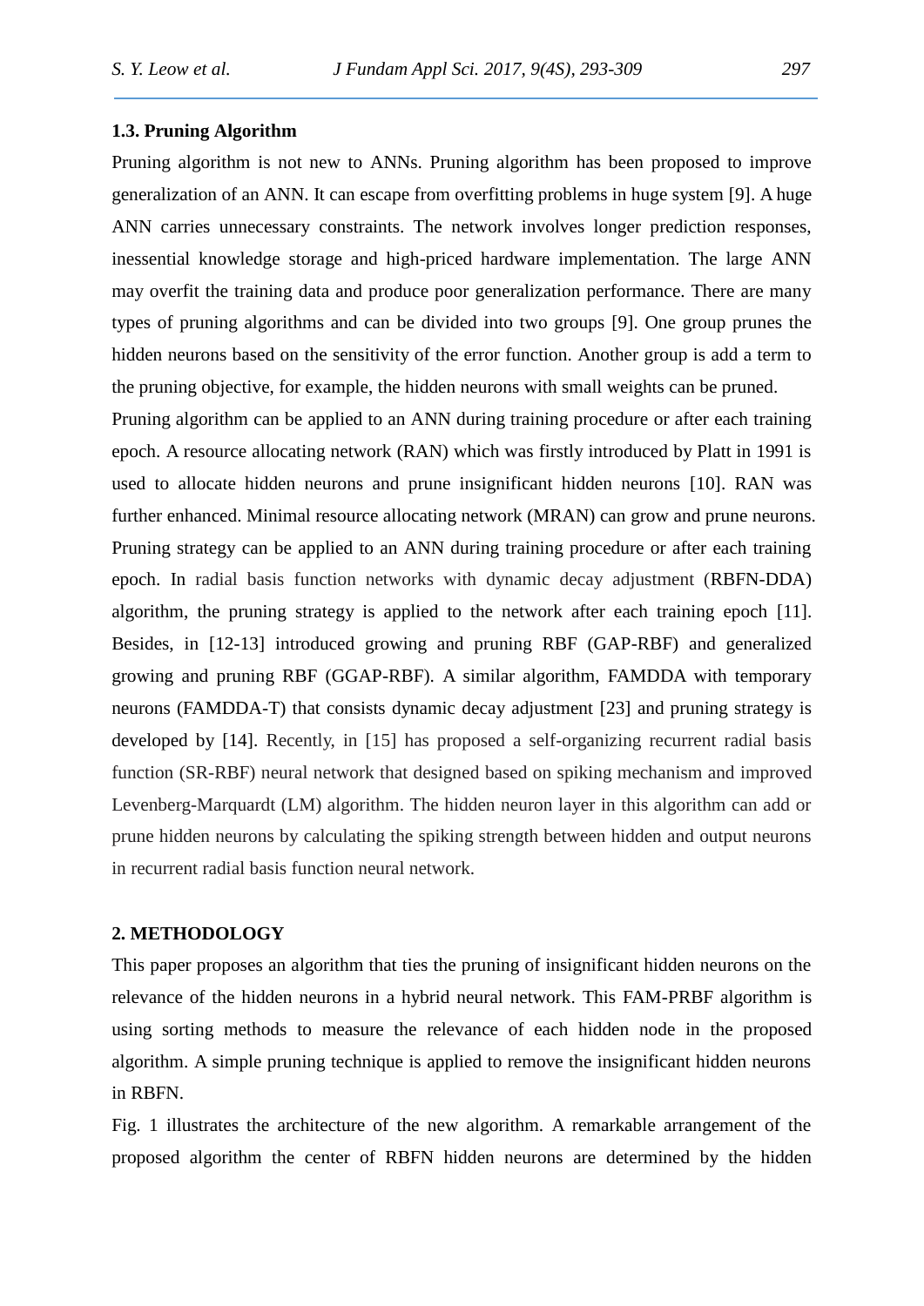### 1.3. Pruning Algorithm

Pruning algorithm is not new to ANNs. Pruning algorithm has been proposed to improve generalization of an ANN. It can escape from overfitting problems in huge system [9]. A huge ANN carries unnecessary constraints. The network involves longer prediction responses, inessential knowledge storage and high-priced hardware implementation. The large ANN may overfit the training data and produce poor generalization performance. There are many types of pruning algorithms and can be divided into two groups [9]. One group prunes the hidden neurons based on the sensitivity of the error function. Another group is add a term to the pruning objective, for example, the hidden neurons with small weights can be pruned.

Pruning algorithm can be applied to an ANN during training procedure or after each training epoch. A resource allocating network (RAN) which was firstly introduced by Platt in 1991 is used to allocate hidden neurons and prune insignificant hidden neurons [10]. RAN was further enhanced. Minimal resource allocating network (MRAN) can grow and prune neurons. Pruning strategy can be applied to an ANN during training procedure or after each training epoch. In radial basis function networks with dynamic decay adjustment (RBFN-DDA) algorithm, the pruning strategy is applied to the network after each training epoch [11]. Besides, in [12-13] introduced growing and pruning RBF (GAP-RBF) and generalized growing and pruning RBF (GGAP-RBF). A similar algorithm, FAMDDA with temporary neurons (FAMDDA-T) that consists dynamic decay adjustment [23] and pruning strategy is developed by [14]. Recently, in [15] has proposed a self-organizing recurrent radial basis function (SR-RBF) neural network that designed based on spiking mechanism and improved Levenberg-Marquardt (LM) algorithm. The hidden neuron layer in this algorithm can add or prune hidden neurons by calculating the spiking strength between hidden and output neurons in recurrent radial basis function neural network.

## 2. METHODOLOGY

This paper proposes an algorithm that ties the pruning of insignificant hidden neurons on the relevance of the hidden neurons in a hybrid neural network. This FAM-PRBF algorithm is using sorting methods to measure the relevance of each hidden node in the proposed algorithm. A simple pruning technique is applied to remove the insignificant hidden neurons in RBFN.

Fig. 1 illustrates the architecture of the new algorithm. A remarkable arrangement of the proposed algorithm the center of RBFN hidden neurons are determined by the hidden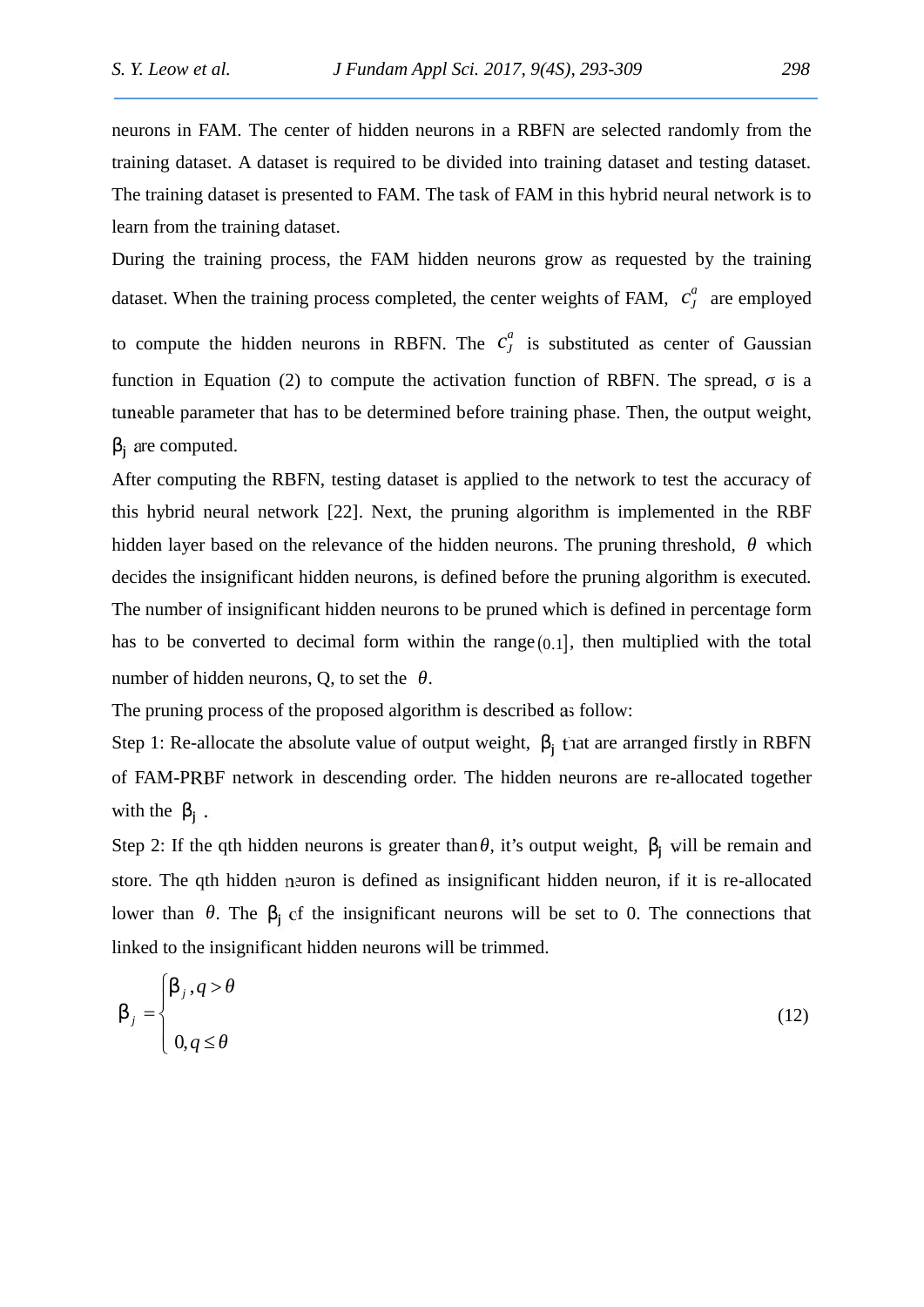neurons in FAM. The center of hidden neurons in a RBFN are selected randomly from the training dataset. A dataset is required to be divided into training dataset and testing dataset. The training dataset is presented to FAM. The task of FAM in this hybrid neural network is to learn from the training dataset.

During the training process, the FAM hidden neurons grow as requested by the training dataset. When the training process completed, the center weights of FAM, $c_J^a$ are employed to compute the hidden neurons in RBFN. The $c_J^a$ is substituted as center of Gaussian function in Equation (2) to compute the activation function of RBFN. The spread, σ is a tuneable parameter that has to be determined before training phase. Then, the output weight, $\beta_j$ are computed.

After computing the RBFN, testing dataset is applied to the network to test the accuracy of this hybrid neural network [22]. Next, the pruning algorithm is implemented in the RBF hidden layer based on the relevance of the hidden neurons. The pruning threshold, $\theta$ which decides the insignificant hidden neurons, is defined before the pruning algorithm is executed. The number of insignificant hidden neurons to be pruned which is defined in percentage form has to be converted to decimal form within the range $(0.1]$, then multiplied with the total number of hidden neurons, Q, to set the $\theta$.

The pruning process of the proposed algorithm is described as follow:

Step 1: Re-allocate the absolute value of output weight, $\beta_j$ that are arranged firstly in RBFN of FAM-PRBF network in descending order. The hidden neurons are re-allocated together with the $\beta_j$.

Step 2: If the qth hidden neurons is greater than $\theta$, it's output weight, $\beta_j$ will be remain and store. The qth hidden neuron is defined as insignificant hidden neuron, if it is re-allocated lower than $\theta$. The $\beta_j$ of the insignificant neurons will be set to 0. The connections that linked to the insignificant hidden neurons will be trimmed.

$$\beta_j = \begin{cases} \beta_j, q > \theta \\ \\ 0, q \leq \theta \end{cases} \tag{12}$$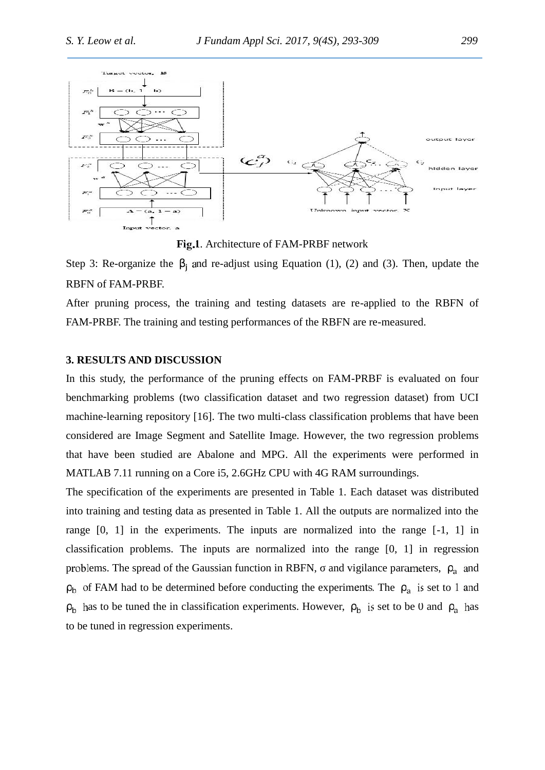**Fig.1**. Architecture of FAM-PRBF network

Step 3: Re-organize the $\beta_j$ and re-adjust using Equation (1), (2) and (3). Then, update the RBFN of FAM-PRBF.

After pruning process, the training and testing datasets are re-applied to the RBFN of FAM-PRBF. The training and testing performances of the RBFN are re-measured.

## 3. RESULTS AND DISCUSSION

In this study, the performance of the pruning effects on FAM-PRBF is evaluated on four benchmarking problems (two classification dataset and two regression dataset) from UCI machine-learning repository [16]. The two multi-class classification problems that have been considered are Image Segment and Satellite Image. However, the two regression problems that have been studied are Abalone and MPG. All the experiments were performed in MATLAB 7.11 running on a Core i5, 2.6GHz CPU with 4G RAM surroundings.

The specification of the experiments are presented in Table 1. Each dataset was distributed into training and testing data as presented in Table 1. All the outputs are normalized into the range [0, 1] in the experiments. The inputs are normalized into the range [-1, 1] in classification problems. The inputs are normalized into the range [0, 1] in regression problems. The spread of the Gaussian function in RBFN, σ and vigilance parameters, $\rho_a$ and $\rho_b$ of FAM had to be determined before conducting the experiments. The $\rho_a$ is set to 1 and $\rho_b$ has to be tuned the in classification experiments. However, $\rho_b$ is set to be 0 and $\rho_a$ has to be tuned in regression experiments.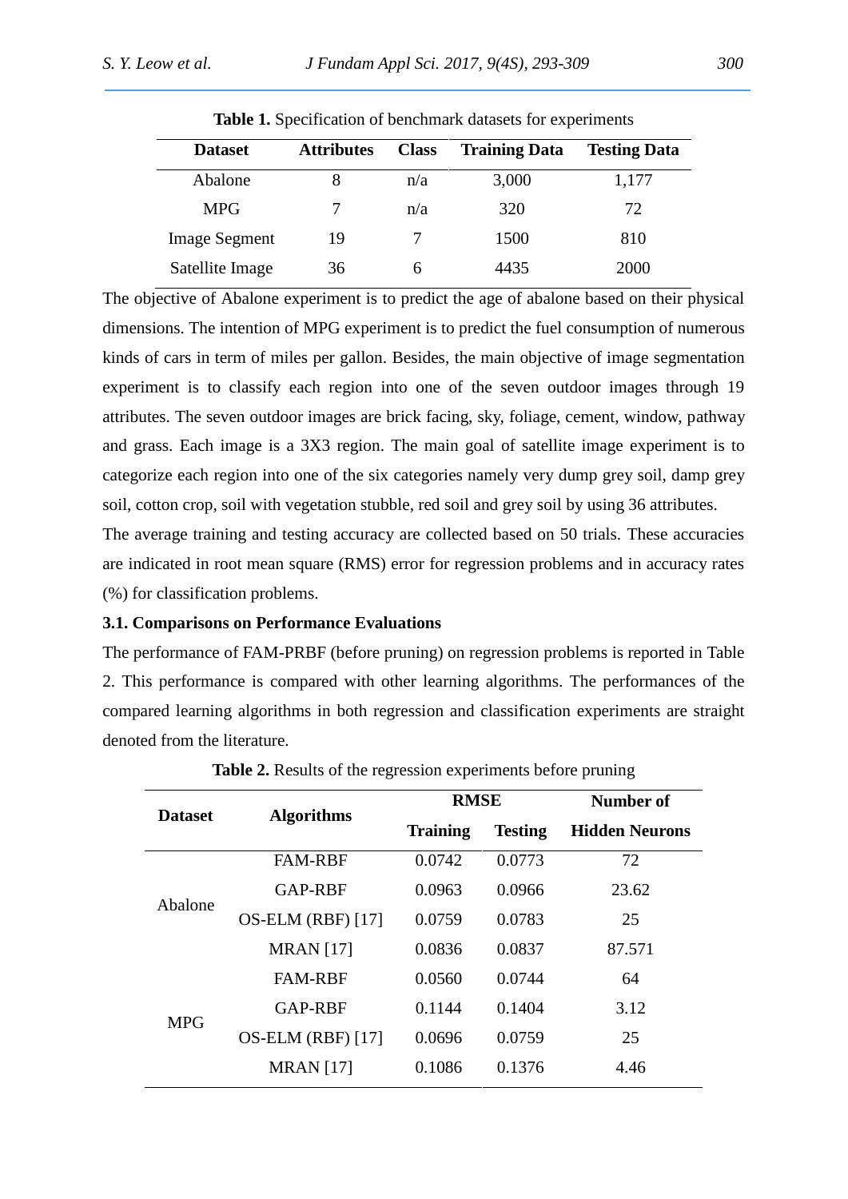**Table 1.** Specification of benchmark datasets for experiments

| Dataset | Attributes | Class | Training Data | Testing Data |
|---|---|---|---|---|
| Abalone | 8 | n/a | 3,000 | 1,177 |
| MPG | 7 | n/a | 320 | 72 |
| Image Segment | 19 | 7 | 1500 | 810 |
| Satellite Image | 36 | 6 | 4435 | 2000 |

The objective of Abalone experiment is to predict the age of abalone based on their physical dimensions. The intention of MPG experiment is to predict the fuel consumption of numerous kinds of cars in term of miles per gallon. Besides, the main objective of image segmentation experiment is to classify each region into one of the seven outdoor images through 19 attributes. The seven outdoor images are brick facing, sky, foliage, cement, window, pathway and grass. Each image is a 3X3 region. The main goal of satellite image experiment is to categorize each region into one of the six categories namely very dump grey soil, damp grey soil, cotton crop, soil with vegetation stubble, red soil and grey soil by using 36 attributes.

The average training and testing accuracy are collected based on 50 trials. These accuracies are indicated in root mean square (RMS) error for regression problems and in accuracy rates (%) for classification problems.

### 3.1. Comparisons on Performance Evaluations

The performance of FAM-PRBF (before pruning) on regression problems is reported in Table 2. This performance is compared with other learning algorithms. The performances of the compared learning algorithms in both regression and classification experiments are straight denoted from the literature.

**Table 2.** Results of the regression experiments before pruning

| Dataset | Algorithms | RMSE | | Number of |
|---|---|---|---|---|
| | | Training | Testing | Hidden Neurons |
| Abalone | FAM-RBF | 0.0742 | 0.0773 | 72 |
| | GAP-RBF | 0.0963 | 0.0966 | 23.62 |
| | OS-ELM (RBF) [17] | 0.0759 | 0.0783 | 25 |
| | MRAN [17] | 0.0836 | 0.0837 | 87.571 |
| MPG | FAM-RBF | 0.0560 | 0.0744 | 64 |
| | GAP-RBF | 0.1144 | 0.1404 | 3.12 |
| | OS-ELM (RBF) [17] | 0.0696 | 0.0759 | 25 |
| | MRAN [17] | 0.1086 | 0.1376 | 4.46 |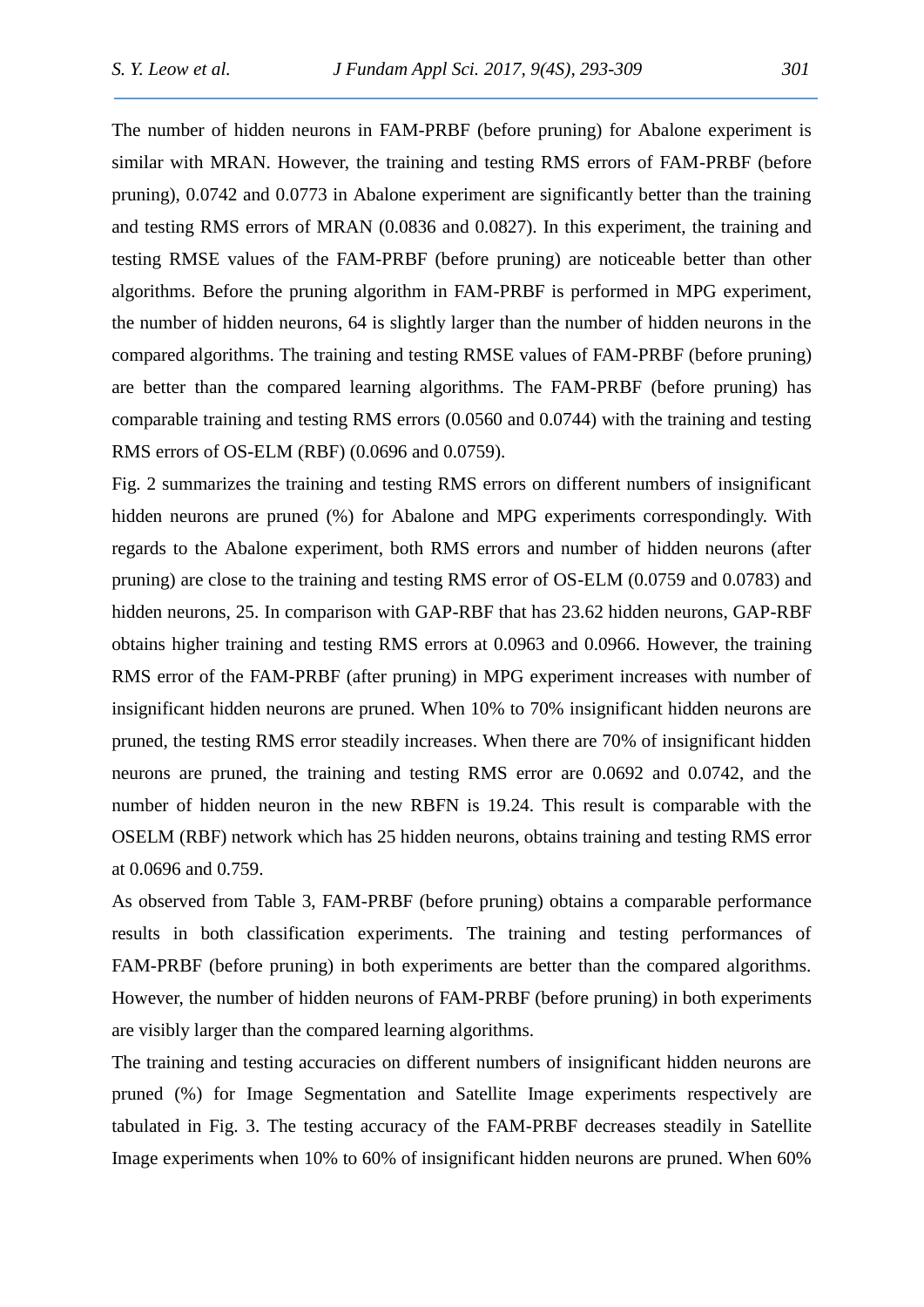The number of hidden neurons in FAM-PRBF (before pruning) for Abalone experiment is similar with MRAN. However, the training and testing RMS errors of FAM-PRBF (before pruning), 0.0742 and 0.0773 in Abalone experiment are significantly better than the training and testing RMS errors of MRAN (0.0836 and 0.0827). In this experiment, the training and testing RMSE values of the FAM-PRBF (before pruning) are noticeable better than other algorithms. Before the pruning algorithm in FAM-PRBF is performed in MPG experiment, the number of hidden neurons, 64 is slightly larger than the number of hidden neurons in the compared algorithms. The training and testing RMSE values of FAM-PRBF (before pruning) are better than the compared learning algorithms. The FAM-PRBF (before pruning) has comparable training and testing RMS errors (0.0560 and 0.0744) with the training and testing RMS errors of OS-ELM (RBF) (0.0696 and 0.0759).

Fig. 2 summarizes the training and testing RMS errors on different numbers of insignificant hidden neurons are pruned (%) for Abalone and MPG experiments correspondingly. With regards to the Abalone experiment, both RMS errors and number of hidden neurons (after pruning) are close to the training and testing RMS error of OS-ELM (0.0759 and 0.0783) and hidden neurons, 25. In comparison with GAP-RBF that has 23.62 hidden neurons, GAP-RBF obtains higher training and testing RMS errors at 0.0963 and 0.0966. However, the training RMS error of the FAM-PRBF (after pruning) in MPG experiment increases with number of insignificant hidden neurons are pruned. When 10% to 70% insignificant hidden neurons are pruned, the testing RMS error steadily increases. When there are 70% of insignificant hidden neurons are pruned, the training and testing RMS error are 0.0692 and 0.0742, and the number of hidden neuron in the new RBFN is 19.24. This result is comparable with the OSELM (RBF) network which has 25 hidden neurons, obtains training and testing RMS error at 0.0696 and 0.759.

As observed from Table 3, FAM-PRBF (before pruning) obtains a comparable performance results in both classification experiments. The training and testing performances of FAM-PRBF (before pruning) in both experiments are better than the compared algorithms. However, the number of hidden neurons of FAM-PRBF (before pruning) in both experiments are visibly larger than the compared learning algorithms.

The training and testing accuracies on different numbers of insignificant hidden neurons are pruned (%) for Image Segmentation and Satellite Image experiments respectively are tabulated in Fig. 3. The testing accuracy of the FAM-PRBF decreases steadily in Satellite Image experiments when 10% to 60% of insignificant hidden neurons are pruned. When 60%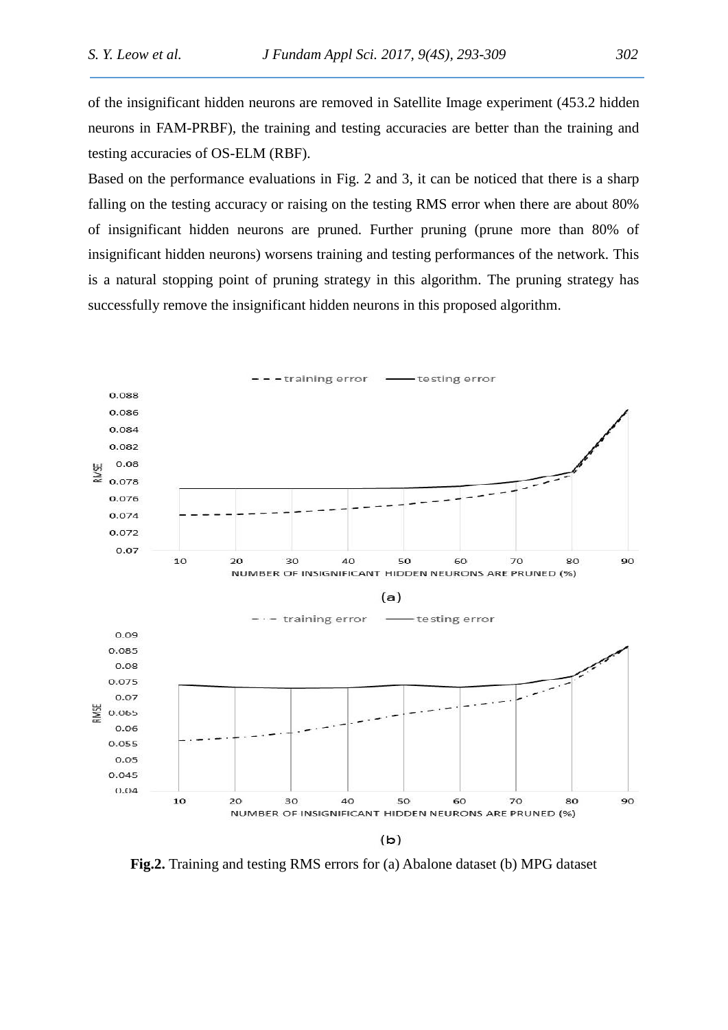of the insignificant hidden neurons are removed in Satellite Image experiment (453.2 hidden neurons in FAM-PRBF), the training and testing accuracies are better than the training and testing accuracies of OS-ELM (RBF).

Based on the performance evaluations in Fig. 2 and 3, it can be noticed that there is a sharp falling on the testing accuracy or raising on the testing RMS error when there are about 80% of insignificant hidden neurons are pruned. Further pruning (prune more than 80% of insignificant hidden neurons) worsens training and testing performances of the network. This is a natural stopping point of pruning strategy in this algorithm. The pruning strategy has successfully remove the insignificant hidden neurons in this proposed algorithm.

**Fig.2.** Training and testing RMS errors for (a) Abalone dataset (b) MPG dataset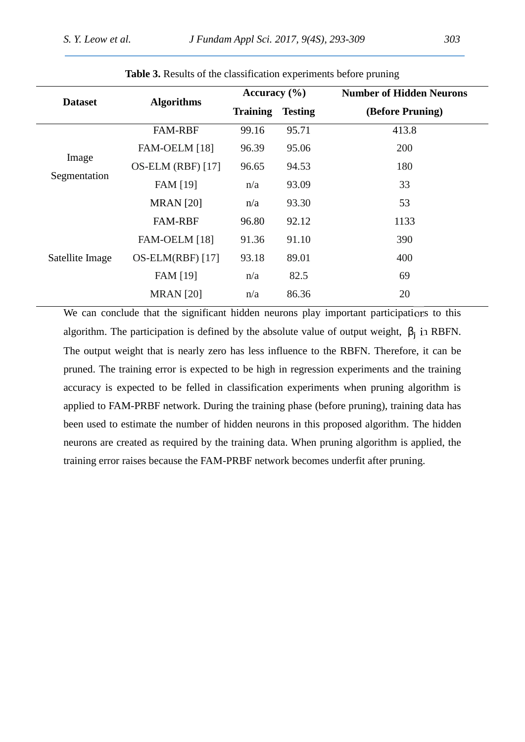**Table 3.** Results of the classification experiments before pruning

| Dataset | Algorithms | Accuracy (%) | | Number of Hidden Neurons |
|---|---|---|---|---|
| | | Training | Testing | (Before Pruning) |
| Image Segmentation | FAM-RBF | 99.16 | 95.71 | 413.8 |
| | FAM-OELM [18] | 96.39 | 95.06 | 200 |
| | OS-ELM (RBF) [17] | 96.65 | 94.53 | 180 |
| | FAM [19] | n/a | 93.09 | 33 |
| | MRAN [20] | n/a | 93.30 | 53 |
| Satellite Image | FAM-RBF | 96.80 | 92.12 | 1133 |
| | FAM-OELM [18] | 91.36 | 91.10 | 390 |
| | OS-ELM(RBF) [17] | 93.18 | 89.01 | 400 |
| | FAM [19] | n/a | 82.5 | 69 |
| | MRAN [20] | n/a | 86.36 | 20 |

We can conclude that the significant hidden neurons play important participations to this algorithm. The participation is defined by the absolute value of output weight, $\beta_j$ in RBFN. The output weight that is nearly zero has less influence to the RBFN. Therefore, it can be pruned. The training error is expected to be high in regression experiments and the training accuracy is expected to be felled in classification experiments when pruning algorithm is applied to FAM-PRBF network. During the training phase (before pruning), training data has been used to estimate the number of hidden neurons in this proposed algorithm. The hidden neurons are created as required by the training data. When pruning algorithm is applied, the training error raises because the FAM-PRBF network becomes underfit after pruning.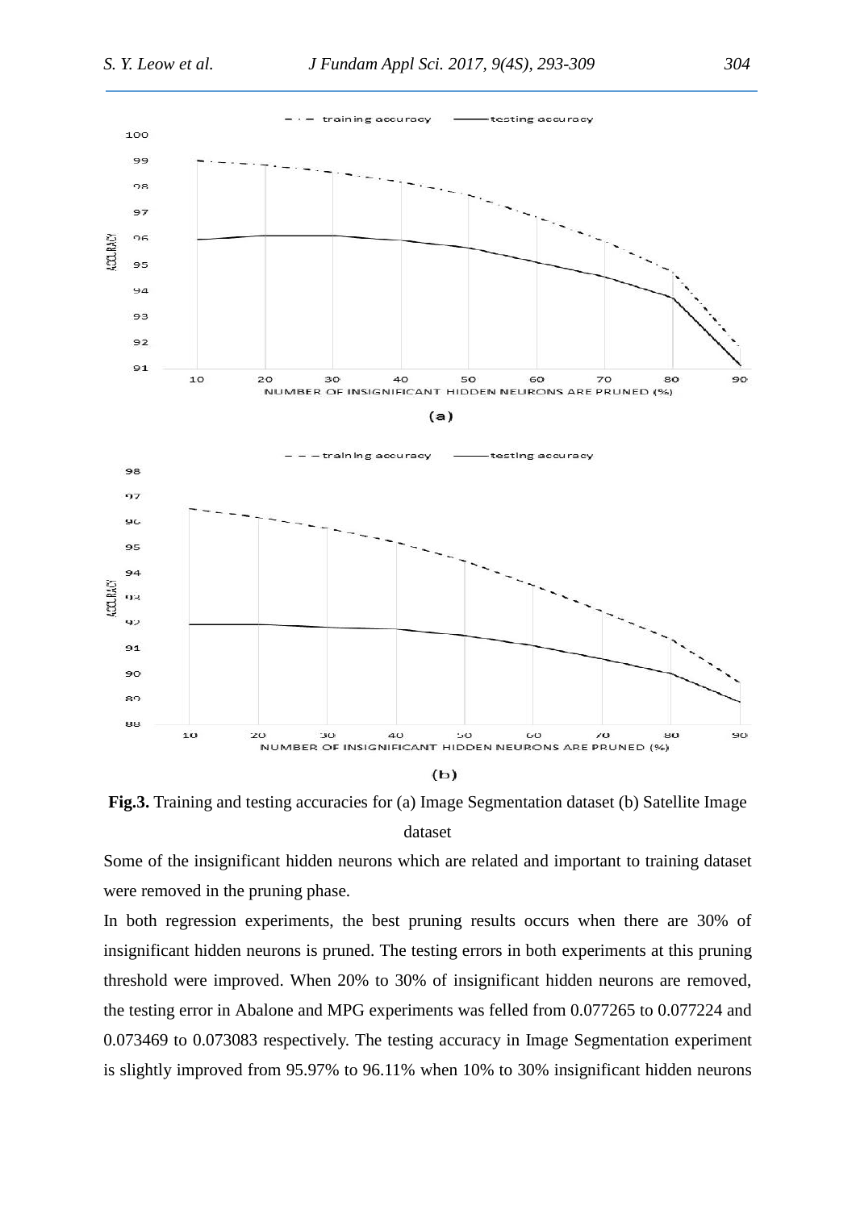**Fig.3.** Training and testing accuracies for (a) Image Segmentation dataset (b) Satellite Image dataset

Some of the insignificant hidden neurons which are related and important to training dataset were removed in the pruning phase.

In both regression experiments, the best pruning results occurs when there are 30% of insignificant hidden neurons is pruned. The testing errors in both experiments at this pruning threshold were improved. When 20% to 30% of insignificant hidden neurons are removed, the testing error in Abalone and MPG experiments was felled from 0.077265 to 0.077224 and 0.073469 to 0.073083 respectively. The testing accuracy in Image Segmentation experiment is slightly improved from 95.97% to 96.11% when 10% to 30% insignificant hidden neurons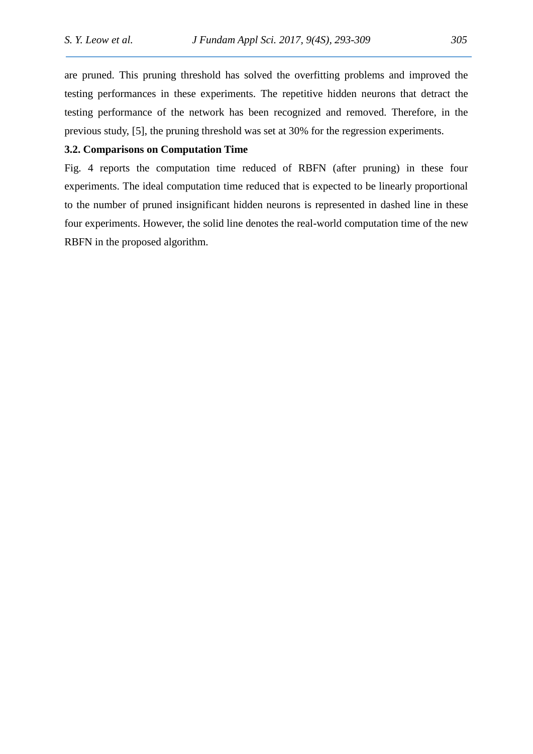are pruned. This pruning threshold has solved the overfitting problems and improved the testing performances in these experiments. The repetitive hidden neurons that detract the testing performance of the network has been recognized and removed. Therefore, in the previous study, [5], the pruning threshold was set at 30% for the regression experiments.

### 3.2. Comparisons on Computation Time

Fig. 4 reports the computation time reduced of RBFN (after pruning) in these four experiments. The ideal computation time reduced that is expected to be linearly proportional to the number of pruned insignificant hidden neurons is represented in dashed line in these four experiments. However, the solid line denotes the real-world computation time of the new RBFN in the proposed algorithm.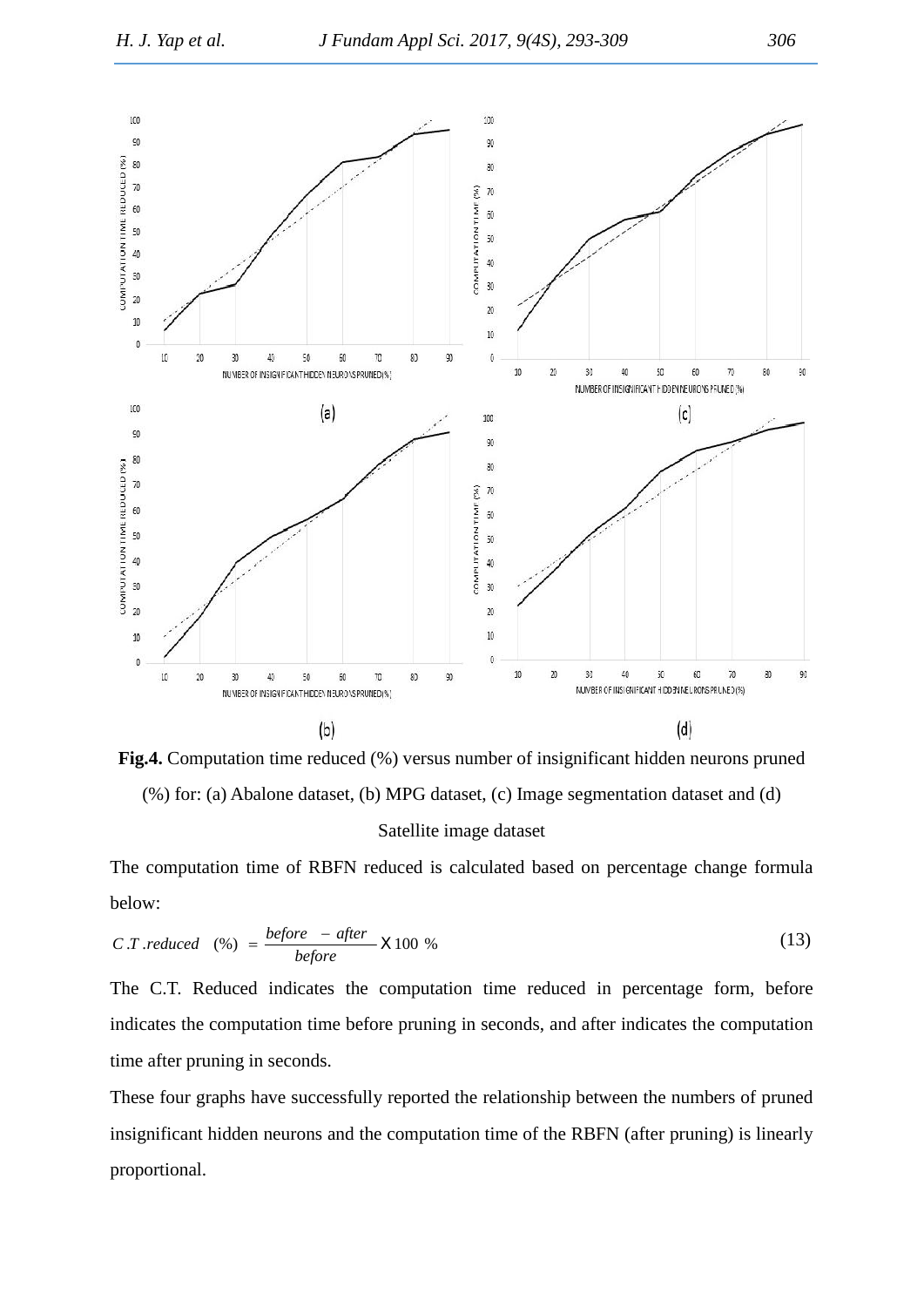**Fig.4.** Computation time reduced (%) versus number of insignificant hidden neurons pruned (%) for: (a) Abalone dataset, (b) MPG dataset, (c) Image segmentation dataset and (d) Satellite image dataset

The computation time of RBFN reduced is calculated based on percentage change formula below:

$$C.T.reduced\ (\%) = \frac{before - after}{before} \times 100\ \% \tag{13}$$

The C.T. Reduced indicates the computation time reduced in percentage form, before indicates the computation time before pruning in seconds, and after indicates the computation time after pruning in seconds.

These four graphs have successfully reported the relationship between the numbers of pruned insignificant hidden neurons and the computation time of the RBFN (after pruning) is linearly proportional.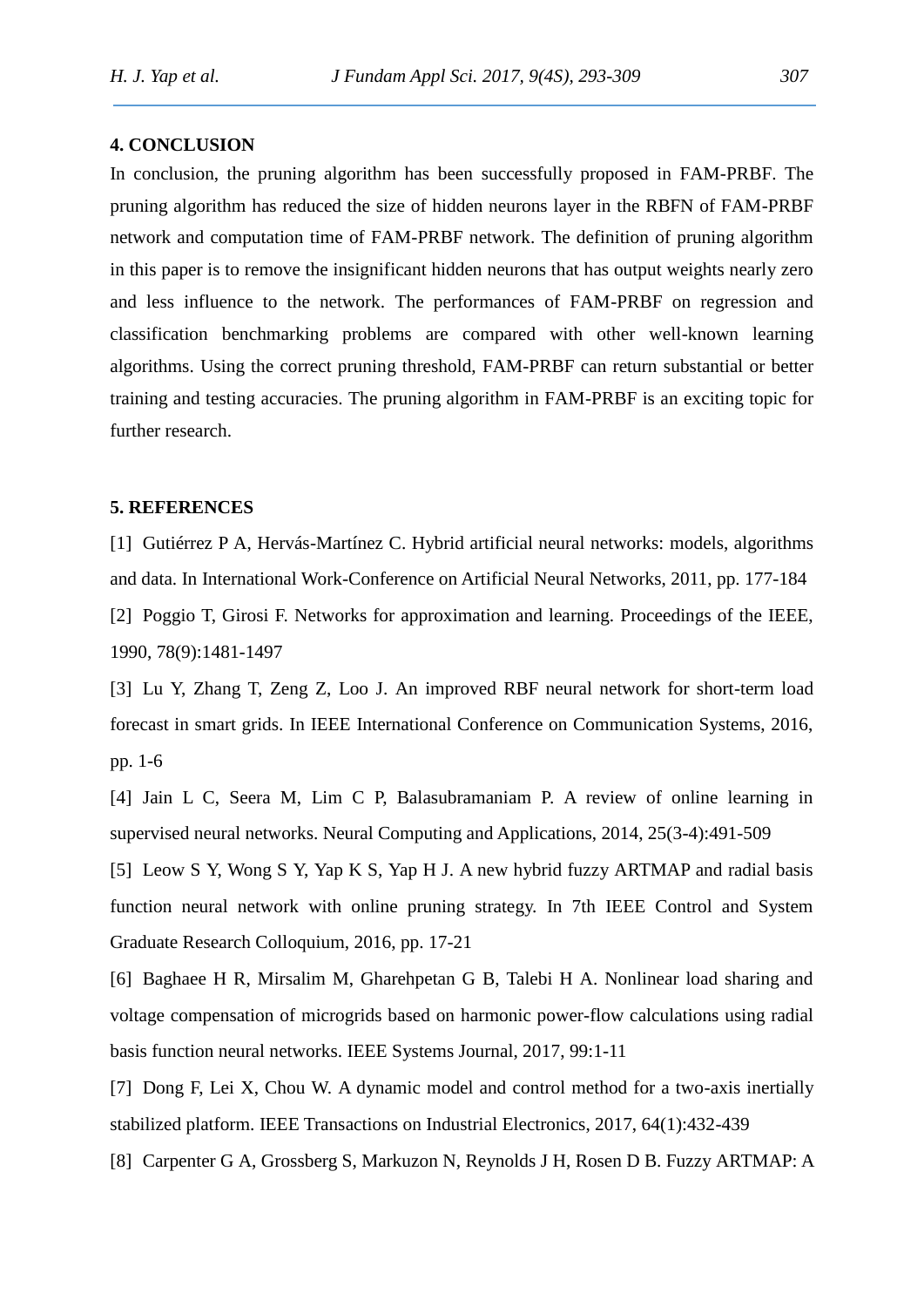## 4. CONCLUSION

In conclusion, the pruning algorithm has been successfully proposed in FAM-PRBF. The pruning algorithm has reduced the size of hidden neurons layer in the RBFN of FAM-PRBF network and computation time of FAM-PRBF network. The definition of pruning algorithm in this paper is to remove the insignificant hidden neurons that has output weights nearly zero and less influence to the network. The performances of FAM-PRBF on regression and classification benchmarking problems are compared with other well-known learning algorithms. Using the correct pruning threshold, FAM-PRBF can return substantial or better training and testing accuracies. The pruning algorithm in FAM-PRBF is an exciting topic for further research.

## 5. REFERENCES

[1] Gutiérrez P A, Hervás-Martínez C. Hybrid artificial neural networks: models, algorithms and data. In International Work-Conference on Artificial Neural Networks, 2011, pp. 177-184

[2] Poggio T, Girosi F. Networks for approximation and learning. Proceedings of the IEEE, 1990, 78(9):1481-1497

[3] Lu Y, Zhang T, Zeng Z, Loo J. An improved RBF neural network for short-term load forecast in smart grids. In IEEE International Conference on Communication Systems, 2016, pp. 1-6

[4] Jain L C, Seera M, Lim C P, Balasubramaniam P. A review of online learning in supervised neural networks. Neural Computing and Applications, 2014, 25(3-4):491-509

[5] Leow S Y, Wong S Y, Yap K S, Yap H J. A new hybrid fuzzy ARTMAP and radial basis function neural network with online pruning strategy. In 7th IEEE Control and System Graduate Research Colloquium, 2016, pp. 17-21

[6] Baghaee H R, Mirsalim M, Gharehpetan G B, Talebi H A. Nonlinear load sharing and voltage compensation of microgrids based on harmonic power-flow calculations using radial basis function neural networks. IEEE Systems Journal, 2017, 99:1-11

[7] Dong F, Lei X, Chou W. A dynamic model and control method for a two-axis inertially stabilized platform. IEEE Transactions on Industrial Electronics, 2017, 64(1):432-439

[8] Carpenter G A, Grossberg S, Markuzon N, Reynolds J H, Rosen D B. Fuzzy ARTMAP: A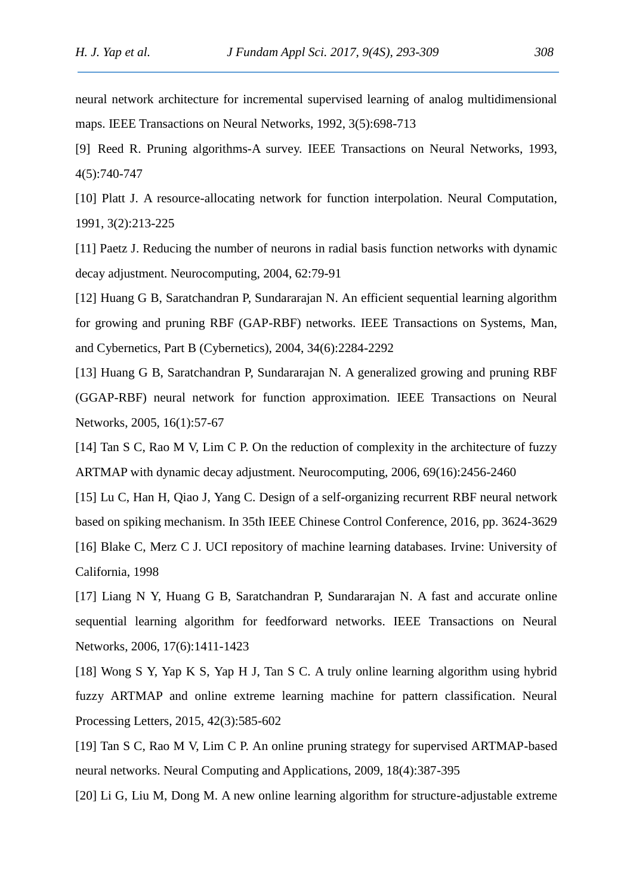neural network architecture for incremental supervised learning of analog multidimensional maps. IEEE Transactions on Neural Networks, 1992, 3(5):698-713

[9] Reed R. Pruning algorithms-A survey. IEEE Transactions on Neural Networks, 1993, 4(5):740-747

[10] Platt J. A resource-allocating network for function interpolation. Neural Computation, 1991, 3(2):213-225

[11] Paetz J. Reducing the number of neurons in radial basis function networks with dynamic decay adjustment. Neurocomputing, 2004, 62:79-91

[12] Huang G B, Saratchandran P, Sundararajan N. An efficient sequential learning algorithm for growing and pruning RBF (GAP-RBF) networks. IEEE Transactions on Systems, Man, and Cybernetics, Part B (Cybernetics), 2004, 34(6):2284-2292

[13] Huang G B, Saratchandran P, Sundararajan N. A generalized growing and pruning RBF (GGAP-RBF) neural network for function approximation. IEEE Transactions on Neural Networks, 2005, 16(1):57-67

[14] Tan S C, Rao M V, Lim C P. On the reduction of complexity in the architecture of fuzzy ARTMAP with dynamic decay adjustment. Neurocomputing, 2006, 69(16):2456-2460

[15] Lu C, Han H, Qiao J, Yang C. Design of a self-organizing recurrent RBF neural network based on spiking mechanism. In 35th IEEE Chinese Control Conference, 2016, pp. 3624-3629

[16] Blake C, Merz C J. UCI repository of machine learning databases. Irvine: University of California, 1998

[17] Liang N Y, Huang G B, Saratchandran P, Sundararajan N. A fast and accurate online sequential learning algorithm for feedforward networks. IEEE Transactions on Neural Networks, 2006, 17(6):1411-1423

[18] Wong S Y, Yap K S, Yap H J, Tan S C. A truly online learning algorithm using hybrid fuzzy ARTMAP and online extreme learning machine for pattern classification. Neural Processing Letters, 2015, 42(3):585-602

[19] Tan S C, Rao M V, Lim C P. An online pruning strategy for supervised ARTMAP-based neural networks. Neural Computing and Applications, 2009, 18(4):387-395

[20] Li G, Liu M, Dong M. A new online learning algorithm for structure-adjustable extreme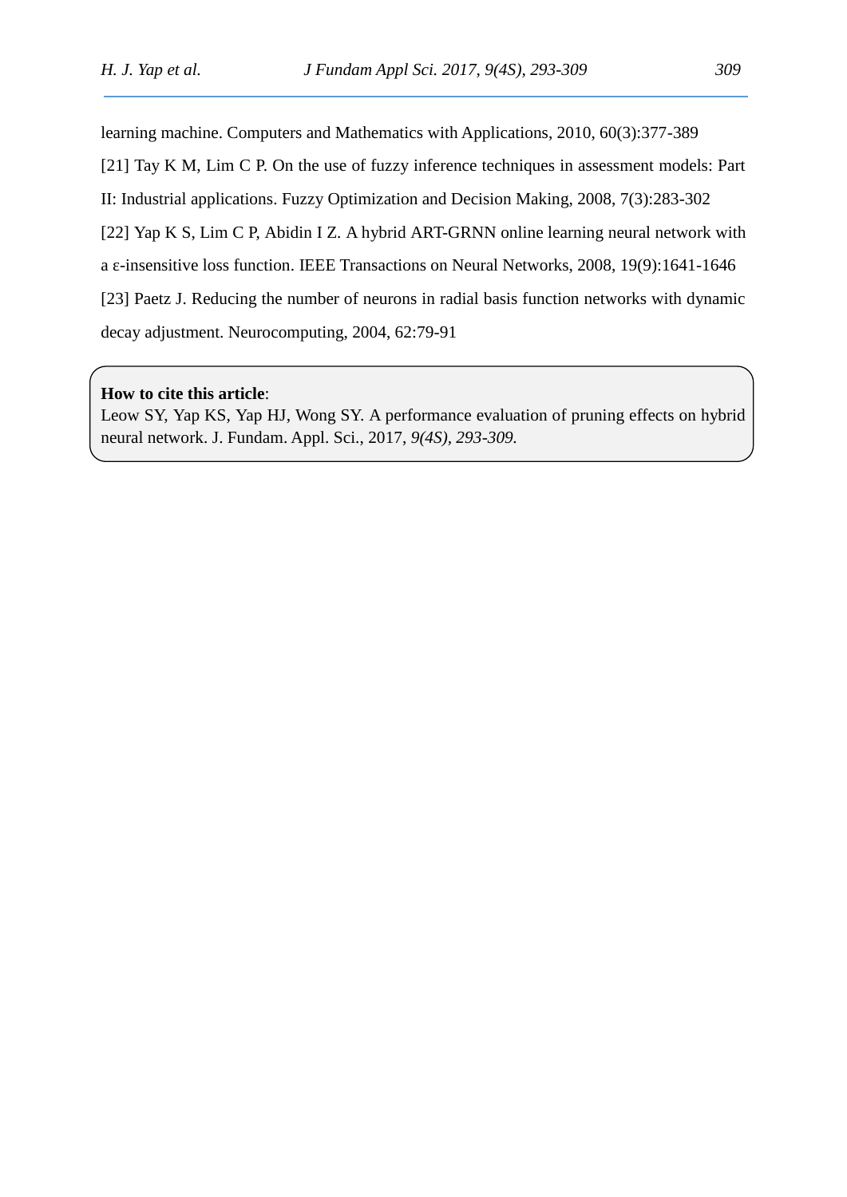learning machine. Computers and Mathematics with Applications, 2010, 60(3):377-389

[21] Tay K M, Lim C P. On the use of fuzzy inference techniques in assessment models: Part II: Industrial applications. Fuzzy Optimization and Decision Making, 2008, 7(3):283-302

[22] Yap K S, Lim C P, Abidin I Z. A hybrid ART-GRNN online learning neural network with a ε-insensitive loss function. IEEE Transactions on Neural Networks, 2008, 19(9):1641-1646

[23] Paetz J. Reducing the number of neurons in radial basis function networks with dynamic decay adjustment. Neurocomputing, 2004, 62:79-91

**How to cite this article**:
Leow SY, Yap KS, Yap HJ, Wong SY. A performance evaluation of pruning effects on hybrid neural network. J. Fundam. Appl. Sci., 2017, *9(4S), 293-309.*